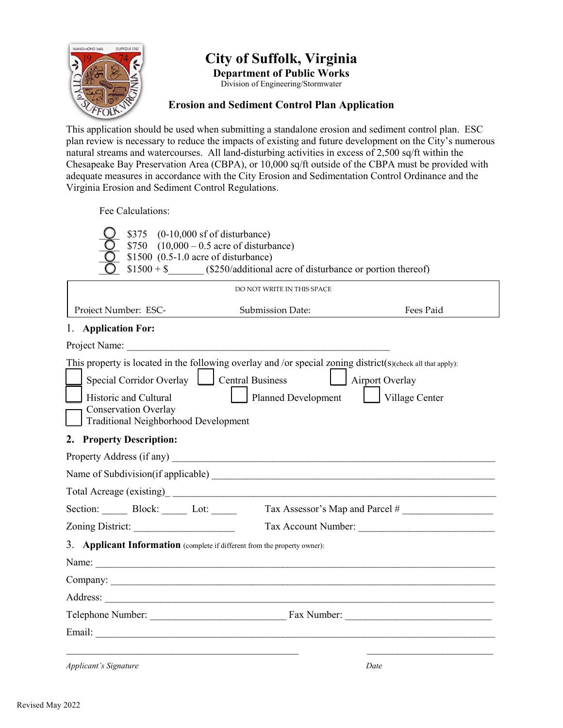# City of Suffolk, Virginia

## Department of Public Works

Division of Engineering/Stormwater

## Erosion and Sediment Control Plan Application

This application should be used when submitting a standalone erosion and sediment control plan. ESC plan review is necessary to reduce the impacts of existing and future development on the City's numerous natural streams and watercourses. All land-disturbing activities in excess of 2,500 sq/ft within the Chesapeake Bay Preservation Area (CBPA), or 10,000 sq/ft outside of the CBPA must be provided with adequate measures in accordance with the City Erosion and Sedimentation Control Ordinance and the Virginia Erosion and Sediment Control Regulations.

Fee Calculations:

- ○ $375 (0-10,000 sf of disturbance)
- ○ $750 (10,000 – 0.5 acre of disturbance)
- ○ $1500 (0.5-1.0 acre of disturbance)
- ○ $1500 + $_______ ($250/additional acre of disturbance or portion thereof)

| DO NOT WRITE IN THIS SPACE | | |
|---|---|---|
| Project Number: ESC- | Submission Date: | Fees Paid |

1. **Application For:**

Project Name: _______________________________________________

This property is located in the following overlay and /or special zoning district(s)(check all that apply):

- ☐ Special Corridor Overlay
- ☐ Central Business
- ☐ Airport Overlay
- ☐ Historic and Cultural Conservation Overlay
- ☐ Planned Development
- ☐ Village Center
- ☐ Traditional Neighborhood Development

2. **Property Description:**

Property Address (if any) _______________________________________________

Name of Subdivision(if applicable) _______________________________________________

Total Acreage (existing)_ _______________________________________________

Section: _____ Block: _____ Lot: _____ Tax Assessor's Map and Parcel # _________________

Zoning District: ____________________ Tax Account Number: ___________________________

3. **Applicant Information** (complete if different from the property owner):

Name: _______________________________________________

Company: _______________________________________________

Address: _______________________________________________

Telephone Number: __________________________ Fax Number: ____________________________

Email: _______________________________________________

_______________________________________________ ___________________________

*Applicant's Signature* *Date*

Revised May 2022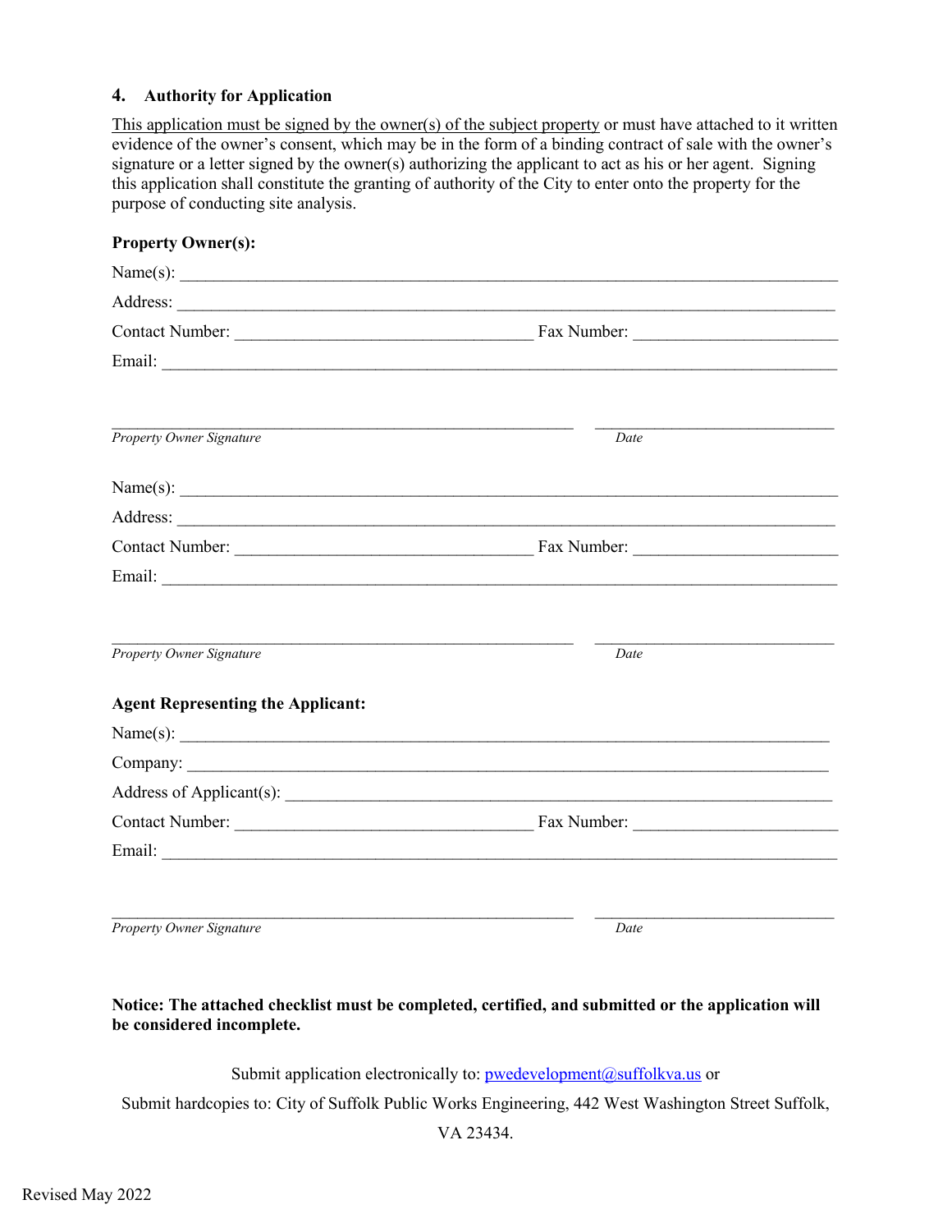### 4. Authority for Application

This application must be signed by the owner(s) of the subject property or must have attached to it written evidence of the owner's consent, which may be in the form of a binding contract of sale with the owner's signature or a letter signed by the owner(s) authorizing the applicant to act as his or her agent. Signing this application shall constitute the granting of authority of the City to enter onto the property for the purpose of conducting site analysis.

**Property Owner(s):**

Name(s): ____________________________________________________________________________

Address: ____________________________________________________________________________

Contact Number: ________________________________ Fax Number: ______________________

Email: ______________________________________________________________________________

_____________________________________________________ ____________________________

*Property Owner Signature* *Date*

Name(s): ____________________________________________________________________________

Address: ____________________________________________________________________________

Contact Number: ________________________________ Fax Number: ______________________

Email: ______________________________________________________________________________

_____________________________________________________ ____________________________

*Property Owner Signature* *Date*

**Agent Representing the Applicant:**

Name(s): ____________________________________________________________________________

Company: ____________________________________________________________________________

Address of Applicant(s): ____________________________________________________________

Contact Number: ________________________________ Fax Number: ______________________

Email: ______________________________________________________________________________

_____________________________________________________ ____________________________

*Property Owner Signature* *Date*

**Notice: The attached checklist must be completed, certified, and submitted or the application will be considered incomplete.**

Submit application electronically to: pwedevelopment@suffolkva.us or

Submit hardcopies to: City of Suffolk Public Works Engineering, 442 West Washington Street Suffolk, VA 23434.

Revised May 2022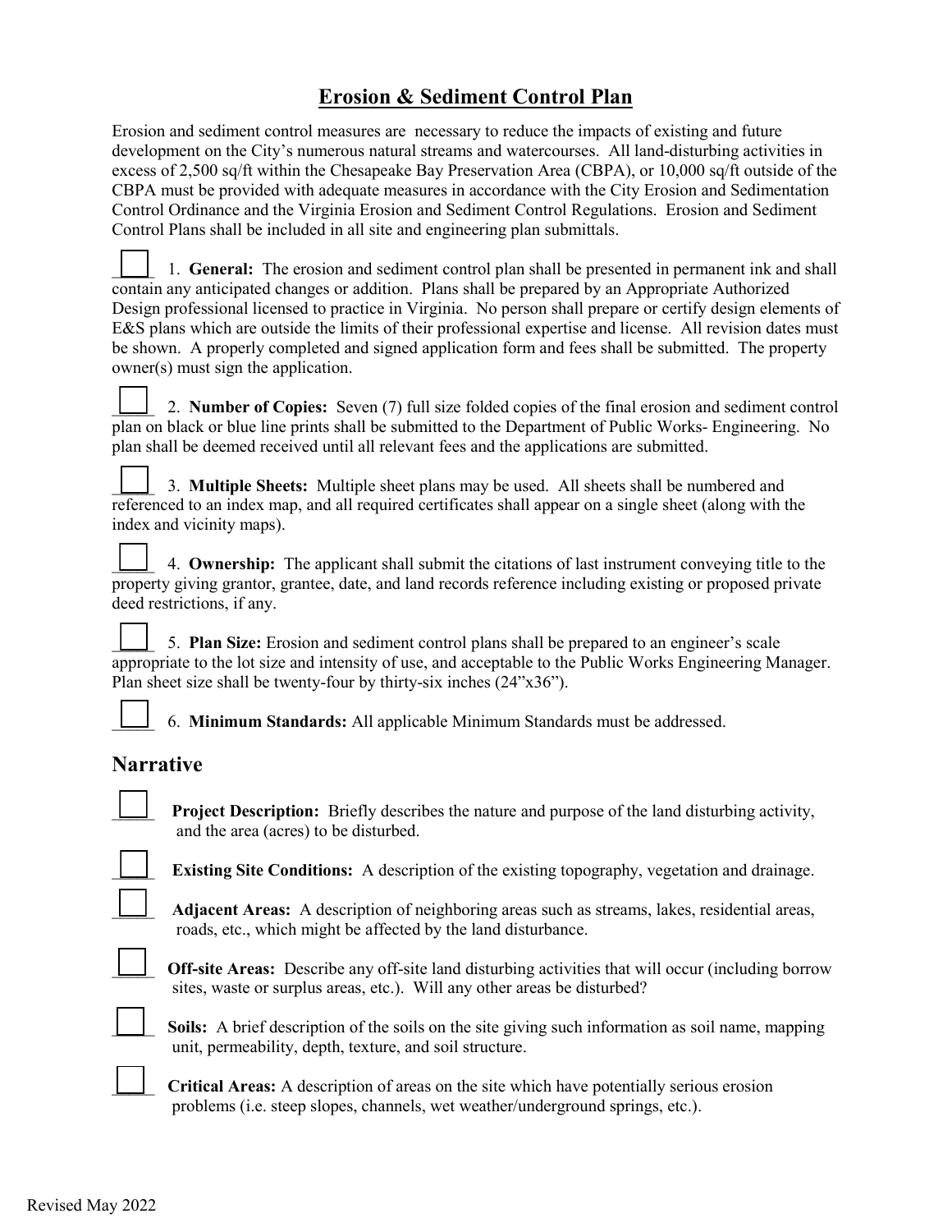## Erosion & Sediment Control Plan

Erosion and sediment control measures are necessary to reduce the impacts of existing and future development on the City's numerous natural streams and watercourses. All land-disturbing activities in excess of 2,500 sq/ft within the Chesapeake Bay Preservation Area (CBPA), or 10,000 sq/ft outside of the CBPA must be provided with adequate measures in accordance with the City Erosion and Sedimentation Control Ordinance and the Virginia Erosion and Sediment Control Regulations. Erosion and Sediment Control Plans shall be included in all site and engineering plan submittals.

☐ 1. **General:** The erosion and sediment control plan shall be presented in permanent ink and shall contain any anticipated changes or addition. Plans shall be prepared by an Appropriate Authorized Design professional licensed to practice in Virginia. No person shall prepare or certify design elements of E&S plans which are outside the limits of their professional expertise and license. All revision dates must be shown. A properly completed and signed application form and fees shall be submitted. The property owner(s) must sign the application.

☐ 2. **Number of Copies:** Seven (7) full size folded copies of the final erosion and sediment control plan on black or blue line prints shall be submitted to the Department of Public Works- Engineering. No plan shall be deemed received until all relevant fees and the applications are submitted.

☐ 3. **Multiple Sheets:** Multiple sheet plans may be used. All sheets shall be numbered and referenced to an index map, and all required certificates shall appear on a single sheet (along with the index and vicinity maps).

☐ 4. **Ownership:** The applicant shall submit the citations of last instrument conveying title to the property giving grantor, grantee, date, and land records reference including existing or proposed private deed restrictions, if any.

☐ 5. **Plan Size:** Erosion and sediment control plans shall be prepared to an engineer's scale appropriate to the lot size and intensity of use, and acceptable to the Public Works Engineering Manager. Plan sheet size shall be twenty-four by thirty-six inches (24"x36").

☐ 6. **Minimum Standards:** All applicable Minimum Standards must be addressed.

## Narrative

☐ **Project Description:** Briefly describes the nature and purpose of the land disturbing activity, and the area (acres) to be disturbed.

☐ **Existing Site Conditions:** A description of the existing topography, vegetation and drainage.

☐ **Adjacent Areas:** A description of neighboring areas such as streams, lakes, residential areas, roads, etc., which might be affected by the land disturbance.

☐ **Off-site Areas:** Describe any off-site land disturbing activities that will occur (including borrow sites, waste or surplus areas, etc.). Will any other areas be disturbed?

☐ **Soils:** A brief description of the soils on the site giving such information as soil name, mapping unit, permeability, depth, texture, and soil structure.

☐ **Critical Areas:** A description of areas on the site which have potentially serious erosion problems (i.e. steep slopes, channels, wet weather/underground springs, etc.).

Revised May 2022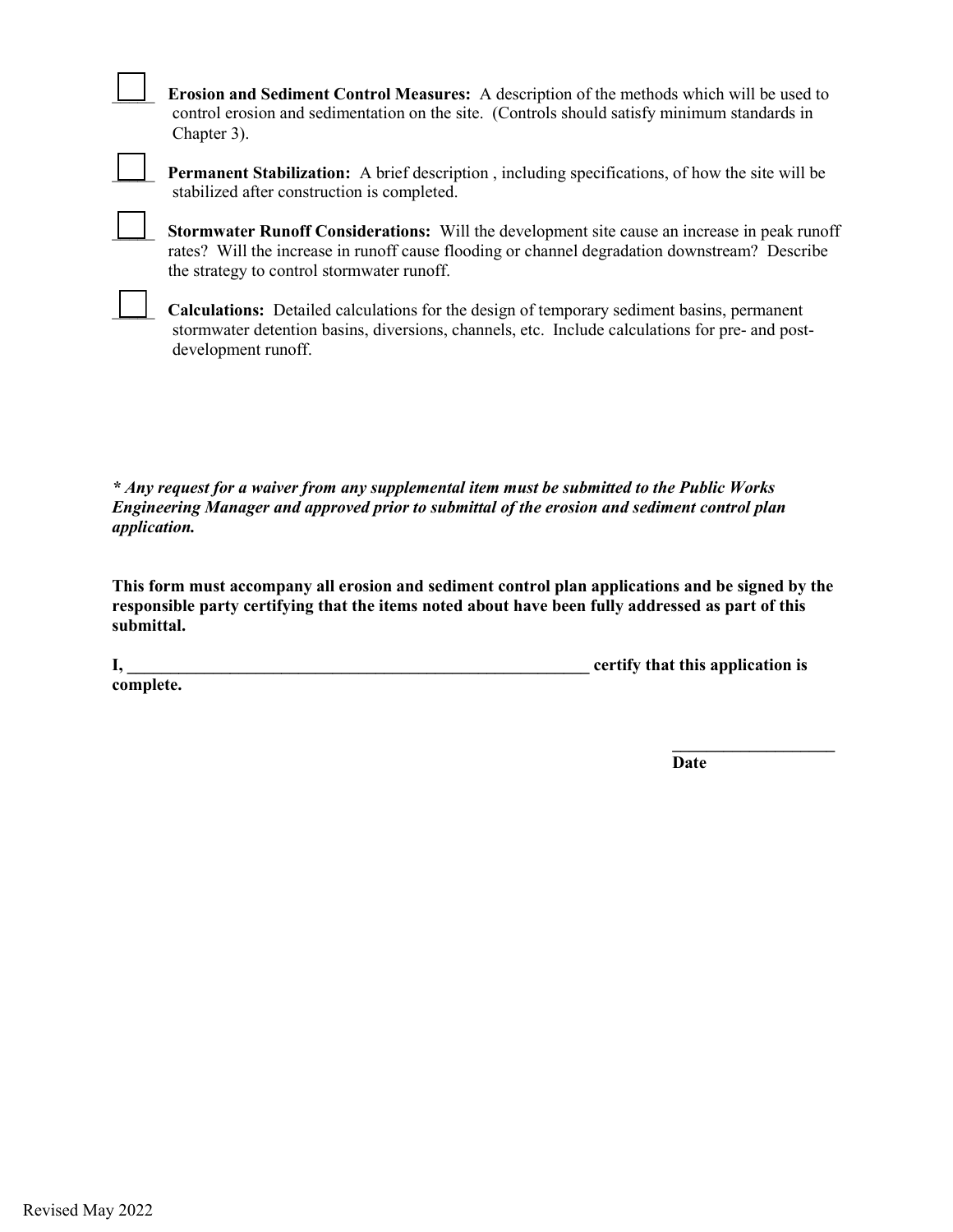- [ ] **Erosion and Sediment Control Measures:** A description of the methods which will be used to control erosion and sedimentation on the site. (Controls should satisfy minimum standards in Chapter 3).

- [ ] **Permanent Stabilization:** A brief description , including specifications, of how the site will be stabilized after construction is completed.

- [ ] **Stormwater Runoff Considerations:** Will the development site cause an increase in peak runoff rates? Will the increase in runoff cause flooding or channel degradation downstream? Describe the strategy to control stormwater runoff.

- [ ] **Calculations:** Detailed calculations for the design of temporary sediment basins, permanent stormwater detention basins, diversions, channels, etc. Include calculations for pre- and post-development runoff.

***\* Any request for a waiver from any supplemental item must be submitted to the Public Works Engineering Manager and approved prior to submittal of the erosion and sediment control plan application.***

**This form must accompany all erosion and sediment control plan applications and be signed by the responsible party certifying that the items noted about have been fully addressed as part of this submittal.**

**I, ________________________________________________________ certify that this application is complete.**

**___________________**
**Date**

Revised May 2022